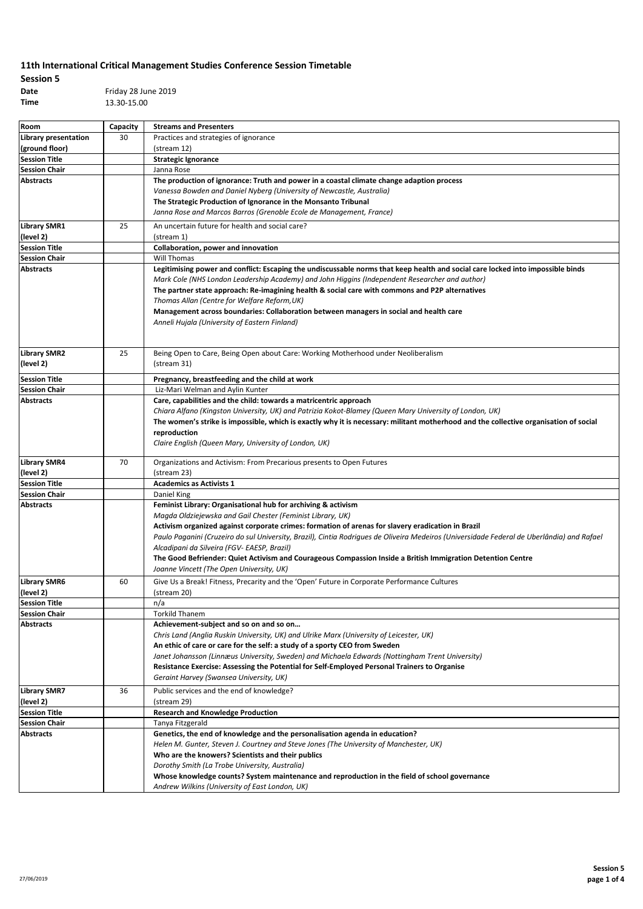# 11th International Critical Management Studies Conference Session Timetable

## Session 5

**Date** Friday 28 June 2019

**Time** 13.30-15.00

| Room | Capacity | Streams and Presenters |
|---|---|---|
| **Library presentation (ground floor)** | 30 | Practices and strategies of ignorance<br>(stream 12) |
| **Session Title** | | **Strategic Ignorance** |
| **Session Chair** | | Janna Rose |
| **Abstracts** | | **The production of ignorance: Truth and power in a coastal climate change adaption process**<br>*Vanessa Bowden and Daniel Nyberg (University of Newcastle, Australia)*<br>**The Strategic Production of Ignorance in the Monsanto Tribunal**<br>*Janna Rose and Marcos Barros (Grenoble Ecole de Management, France)* |
| **Library SMR1 (level 2)** | 25 | An uncertain future for health and social care?<br>(stream 1) |
| **Session Title** | | **Collaboration, power and innovation** |
| **Session Chair** | | Will Thomas |
| **Abstracts** | | **Legitimising power and conflict: Escaping the undiscussable norms that keep health and social care locked into impossible binds**<br>*Mark Cole (NHS London Leadership Academy) and John Higgins (Independent Researcher and author)*<br>**The partner state approach: Re-imagining health & social care with commons and P2P alternatives**<br>*Thomas Allan (Centre for Welfare Reform,UK)*<br>**Management across boundaries: Collaboration between managers in social and health care**<br>*Anneli Hujala (University of Eastern Finland)* |
| **Library SMR2 (level 2)** | 25 | Being Open to Care, Being Open about Care: Working Motherhood under Neoliberalism<br>(stream 31) |
| **Session Title** | | **Pregnancy, breastfeeding and the child at work** |
| **Session Chair** | | Liz-Mari Welman and Aylin Kunter |
| **Abstracts** | | **Care, capabilities and the child: towards a matricentric approach**<br>*Chiara Alfano (Kingston University, UK) and Patrizia Kokot-Blamey (Queen Mary University of London, UK)*<br>**The women's strike is impossible, which is exactly why it is necessary: militant motherhood and the collective organisation of social reproduction**<br>*Claire English (Queen Mary, University of London, UK)* |
| **Library SMR4 (level 2)** | 70 | Organizations and Activism: From Precarious presents to Open Futures<br>(stream 23) |
| **Session Title** | | **Academics as Activists 1** |
| **Session Chair** | | Daniel King |
| **Abstracts** | | **Feminist Library: Organisational hub for archiving & activism**<br>*Magda Oldziejewska and Gail Chester (Feminist Library, UK)*<br>**Activism organized against corporate crimes: formation of arenas for slavery eradication in Brazil**<br>*Paulo Paganini (Cruzeiro do sul University, Brazil), Cintia Rodrigues de Oliveira Medeiros (Universidade Federal de Uberlândia) and Rafael Alcadipani da Silveira (FGV- EAESP, Brazil)*<br>**The Good Befriender: Quiet Activism and Courageous Compassion Inside a British Immigration Detention Centre**<br>*Joanne Vincett (The Open University, UK)* |
| **Library SMR6 (level 2)** | 60 | Give Us a Break! Fitness, Precarity and the 'Open' Future in Corporate Performance Cultures<br>(stream 20) |
| **Session Title** | | n/a |
| **Session Chair** | | Torkild Thanem |
| **Abstracts** | | **Achievement-subject and so on and so on…**<br>*Chris Land (Anglia Ruskin University, UK) and Ulrike Marx (University of Leicester, UK)*<br>**An ethic of care or care for the self: a study of a sporty CEO from Sweden**<br>*Janet Johansson (Linnæus University, Sweden) and Michaela Edwards (Nottingham Trent University)*<br>**Resistance Exercise: Assessing the Potential for Self-Employed Personal Trainers to Organise**<br>*Geraint Harvey (Swansea University, UK)* |
| **Library SMR7 (level 2)** | 36 | Public services and the end of knowledge?<br>(stream 29) |
| **Session Title** | | **Research and Knowledge Production** |
| **Session Chair** | | Tanya Fitzgerald |
| **Abstracts** | | **Genetics, the end of knowledge and the personalisation agenda in education?**<br>*Helen M. Gunter, Steven J. Courtney and Steve Jones (The University of Manchester, UK)*<br>**Who are the knowers? Scientists and their publics**<br>*Dorothy Smith (La Trobe University, Australia)*<br>**Whose knowledge counts? System maintenance and reproduction in the field of school governance**<br>*Andrew Wilkins (University of East London, UK)* |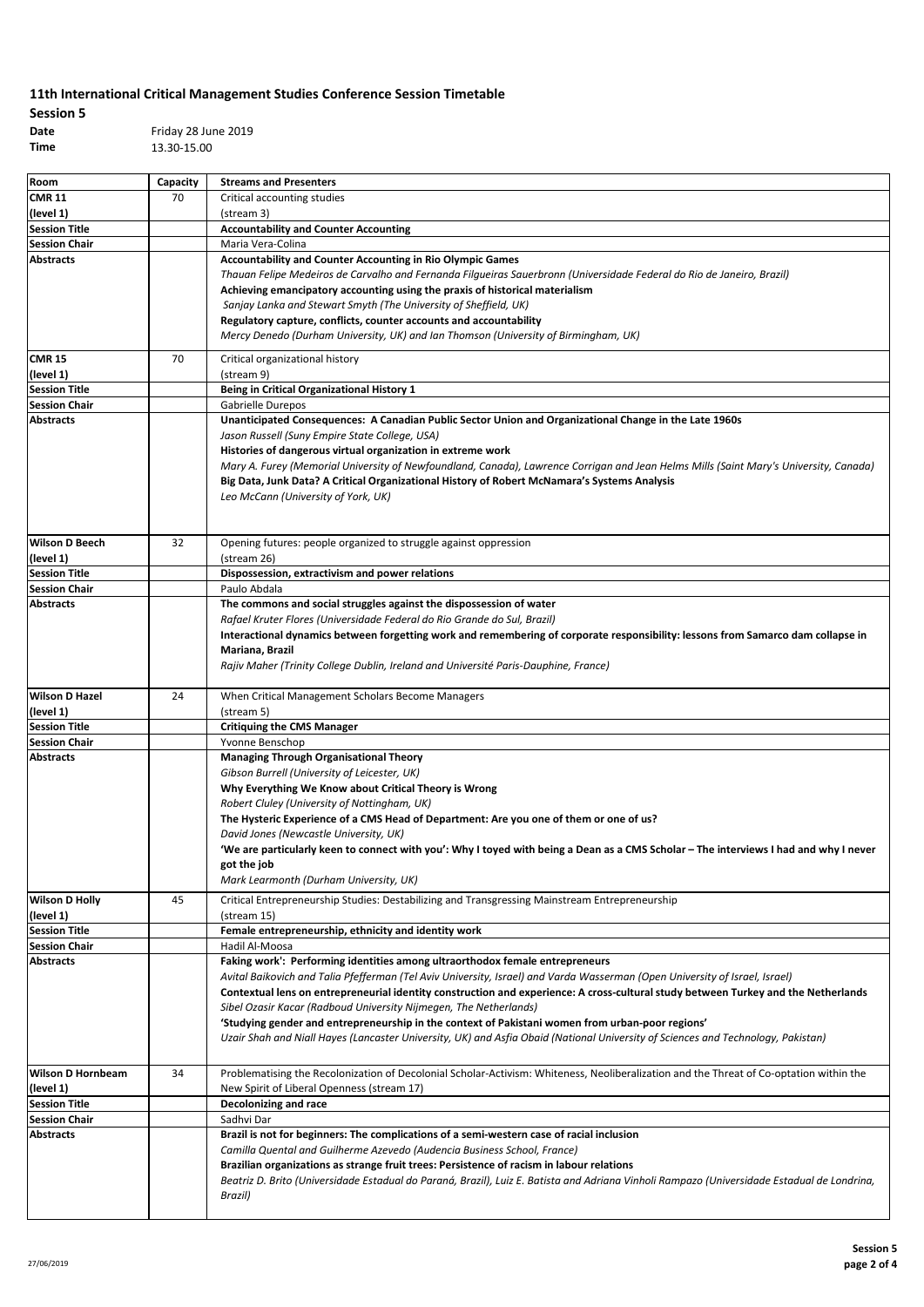## 11th International Critical Management Studies Conference Session Timetable

**Session 5**

**Date** Friday 28 June 2019

**Time** 13.30-15.00

| Room | Capacity | Streams and Presenters |
|---|---|---|
| **CMR 11 (level 1)** | 70 | Critical accounting studies (stream 3) |
| **Session Title** | | **Accountability and Counter Accounting** |
| **Session Chair** | | Maria Vera-Colina |
| **Abstracts** | | **Accountability and Counter Accounting in Rio Olympic Games**<br>*Thauan Felipe Medeiros de Carvalho and Fernanda Filgueiras Sauerbronn (Universidade Federal do Rio de Janeiro, Brazil)*<br>**Achieving emancipatory accounting using the praxis of historical materialism**<br>*Sanjay Lanka and Stewart Smyth (The University of Sheffield, UK)*<br>**Regulatory capture, conflicts, counter accounts and accountability**<br>*Mercy Denedo (Durham University, UK) and Ian Thomson (University of Birmingham, UK)* |
| **CMR 15 (level 1)** | 70 | Critical organizational history (stream 9) |
| **Session Title** | | **Being in Critical Organizational History 1** |
| **Session Chair** | | Gabrielle Durepos |
| **Abstracts** | | **Unanticipated Consequences: A Canadian Public Sector Union and Organizational Change in the Late 1960s**<br>*Jason Russell (Suny Empire State College, USA)*<br>**Histories of dangerous virtual organization in extreme work**<br>*Mary A. Furey (Memorial University of Newfoundland, Canada), Lawrence Corrigan and Jean Helms Mills (Saint Mary's University, Canada)*<br>**Big Data, Junk Data? A Critical Organizational History of Robert McNamara's Systems Analysis**<br>*Leo McCann (University of York, UK)* |
| **Wilson D Beech (level 1)** | 32 | Opening futures: people organized to struggle against oppression (stream 26) |
| **Session Title** | | **Dispossession, extractivism and power relations** |
| **Session Chair** | | Paulo Abdala |
| **Abstracts** | | **The commons and social struggles against the dispossession of water**<br>*Rafael Kruter Flores (Universidade Federal do Rio Grande do Sul, Brazil)*<br>**Interactional dynamics between forgetting work and remembering of corporate responsibility: lessons from Samarco dam collapse in Mariana, Brazil**<br>*Rajiv Maher (Trinity College Dublin, Ireland and Université Paris-Dauphine, France)* |
| **Wilson D Hazel (level 1)** | 24 | When Critical Management Scholars Become Managers (stream 5) |
| **Session Title** | | **Critiquing the CMS Manager** |
| **Session Chair** | | Yvonne Benschop |
| **Abstracts** | | **Managing Through Organisational Theory**<br>*Gibson Burrell (University of Leicester, UK)*<br>**Why Everything We Know about Critical Theory is Wrong**<br>*Robert Cluley (University of Nottingham, UK)*<br>**The Hysteric Experience of a CMS Head of Department: Are you one of them or one of us?**<br>*David Jones (Newcastle University, UK)*<br>**'We are particularly keen to connect with you': Why I toyed with being a Dean as a CMS Scholar – The interviews I had and why I never got the job**<br>*Mark Learmonth (Durham University, UK)* |
| **Wilson D Holly (level 1)** | 45 | Critical Entrepreneurship Studies: Destabilizing and Transgressing Mainstream Entrepreneurship (stream 15) |
| **Session Title** | | **Female entrepreneurship, ethnicity and identity work** |
| **Session Chair** | | Hadil Al-Moosa |
| **Abstracts** | | **Faking work': Performing identities among ultraorthodox female entrepreneurs**<br>*Avital Baikovich and Talia Pfefferman (Tel Aviv University, Israel) and Varda Wasserman (Open University of Israel, Israel)*<br>**Contextual lens on entrepreneurial identity construction and experience: A cross-cultural study between Turkey and the Netherlands**<br>*Sibel Ozasir Kacar (Radboud University Nijmegen, The Netherlands)*<br>**'Studying gender and entrepreneurship in the context of Pakistani women from urban-poor regions'**<br>*Uzair Shah and Niall Hayes (Lancaster University, UK) and Asfia Obaid (National University of Sciences and Technology, Pakistan)* |
| **Wilson D Hornbeam (level 1)** | 34 | Problematising the Recolonization of Decolonial Scholar-Activism: Whiteness, Neoliberalization and the Threat of Co-optation within the New Spirit of Liberal Openness (stream 17) |
| **Session Title** | | **Decolonizing and race** |
| **Session Chair** | | Sadhvi Dar |
| **Abstracts** | | **Brazil is not for beginners: The complications of a semi-western case of racial inclusion**<br>*Camilla Quental and Guilherme Azevedo (Audencia Business School, France)*<br>**Brazilian organizations as strange fruit trees: Persistence of racism in labour relations**<br>*Beatriz D. Brito (Universidade Estadual do Paraná, Brazil), Luiz E. Batista and Adriana Vinholi Rampazo (Universidade Estadual de Londrina, Brazil)* |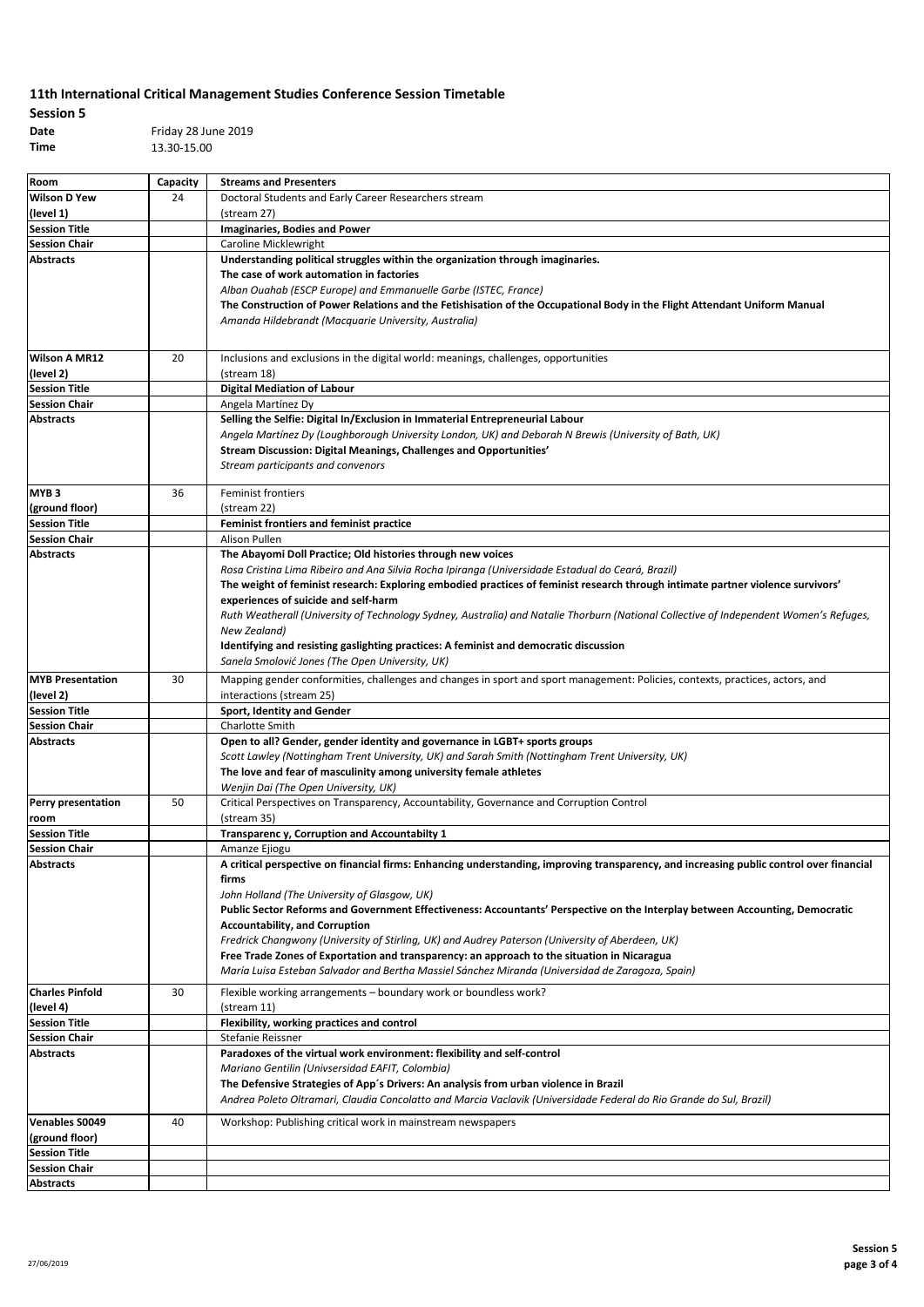## 11th International Critical Management Studies Conference Session Timetable

**Session 5**

**Date** Friday 28 June 2019

**Time** 13.30-15.00

| Room | Capacity | Streams and Presenters |
|---|---|---|
| **Wilson D Yew (level 1)** | 24 | Doctoral Students and Early Career Researchers stream (stream 27) |
| **Session Title** | | **Imaginaries, Bodies and Power** |
| **Session Chair** | | Caroline Micklewright |
| **Abstracts** | | **Understanding political struggles within the organization through imaginaries. The case of work automation in factories**<br>*Alban Ouahab (ESCP Europe) and Emmanuelle Garbe (ISTEC, France)*<br>**The Construction of Power Relations and the Fetishisation of the Occupational Body in the Flight Attendant Uniform Manual**<br>*Amanda Hildebrandt (Macquarie University, Australia)* |
| **Wilson A MR12 (level 2)** | 20 | Inclusions and exclusions in the digital world: meanings, challenges, opportunities (stream 18) |
| **Session Title** | | **Digital Mediation of Labour** |
| **Session Chair** | | Angela Martinez Dy |
| **Abstracts** | | **Selling the Selfie: Digital In/Exclusion in Immaterial Entrepreneurial Labour**<br>*Angela Martinez Dy (Loughborough University London, UK) and Deborah N Brewis (University of Bath, UK)*<br>**Stream Discussion: Digital Meanings, Challenges and Opportunities'**<br>*Stream participants and convenors* |
| **MYB 3 (ground floor)** | 36 | Feminist frontiers (stream 22) |
| **Session Title** | | **Feminist frontiers and feminist practice** |
| **Session Chair** | | Alison Pullen |
| **Abstracts** | | **The Abayomi Doll Practice; Old histories through new voices**<br>*Rosa Cristina Lima Ribeiro and Ana Silvia Rocha Ipiranga (Universidade Estadual do Ceará, Brazil)*<br>**The weight of feminist research: Exploring embodied practices of feminist research through intimate partner violence survivors' experiences of suicide and self-harm**<br>*Ruth Weatherall (University of Technology Sydney, Australia) and Natalie Thorburn (National Collective of Independent Women's Refuges, New Zealand)*<br>**Identifying and resisting gaslighting practices: A feminist and democratic discussion**<br>*Sanela Smolović Jones (The Open University, UK)* |
| **MYB Presentation (level 2)** | 30 | Mapping gender conformities, challenges and changes in sport and sport management: Policies, contexts, practices, actors, and interactions (stream 25) |
| **Session Title** | | **Sport, Identity and Gender** |
| **Session Chair** | | Charlotte Smith |
| **Abstracts** | | **Open to all? Gender, gender identity and governance in LGBT+ sports groups**<br>*Scott Lawley (Nottingham Trent University, UK) and Sarah Smith (Nottingham Trent University, UK)*<br>**The love and fear of masculinity among university female athletes**<br>*Wenjin Dai (The Open University, UK)* |
| **Perry presentation room** | 50 | Critical Perspectives on Transparency, Accountability, Governance and Corruption Control (stream 35) |
| **Session Title** | | **Transparenc y, Corruption and Accountabilty 1** |
| **Session Chair** | | Amanze Ejiogu |
| **Abstracts** | | **A critical perspective on financial firms: Enhancing understanding, improving transparency, and increasing public control over financial firms**<br>*John Holland (The University of Glasgow, UK)*<br>**Public Sector Reforms and Government Effectiveness: Accountants' Perspective on the Interplay between Accounting, Democratic Accountability, and Corruption**<br>*Fredrick Changwony (University of Stirling, UK) and Audrey Paterson (University of Aberdeen, UK)*<br>**Free Trade Zones of Exportation and transparency: an approach to the situation in Nicaragua**<br>*María Luisa Esteban Salvador and Bertha Massiel Sánchez Miranda (Universidad de Zaragoza, Spain)* |
| **Charles Pinfold (level 4)** | 30 | Flexible working arrangements – boundary work or boundless work? (stream 11) |
| **Session Title** | | **Flexibility, working practices and control** |
| **Session Chair** | | Stefanie Reissner |
| **Abstracts** | | **Paradoxes of the virtual work environment: flexibility and self-control**<br>*Mariano Gentilin (Univsersidad EAFIT, Colombia)*<br>**The Defensive Strategies of App´s Drivers: An analysis from urban violence in Brazil**<br>*Andrea Poleto Oltramari, Claudia Concolatto and Marcia Vaclavik (Universidade Federal do Rio Grande do Sul, Brazil)* |
| **Venables S0049 (ground floor)** | 40 | Workshop: Publishing critical work in mainstream newspapers |
| **Session Title** | | |
| **Session Chair** | | |
| **Abstracts** | | |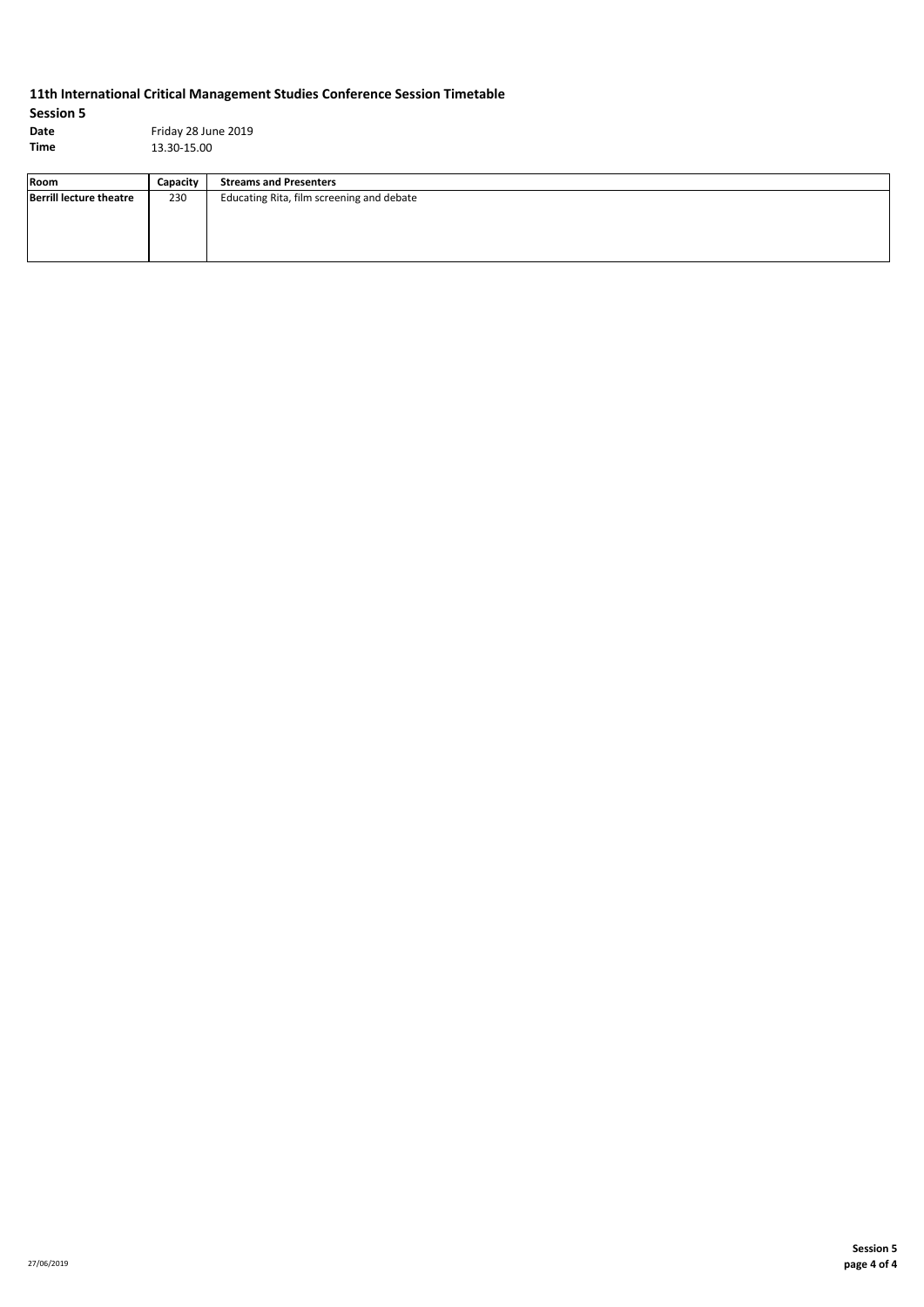## 11th International Critical Management Studies Conference Session Timetable

### Session 5

**Date** Friday 28 June 2019

**Time** 13.30-15.00

| Room | Capacity | Streams and Presenters |
| --- | --- | --- |
| **Berrill lecture theatre** | 230 | Educating Rita, film screening and debate |